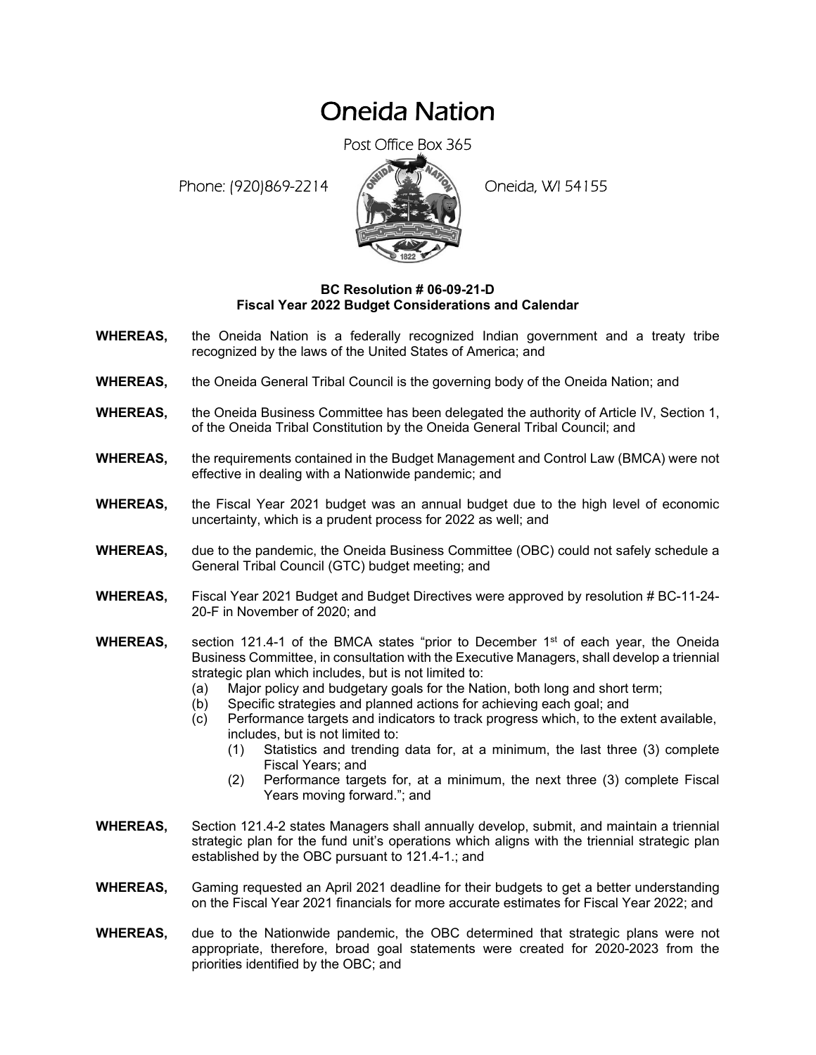# Oneida Nation

Post Office Box 365

Phone: (920)869-2214 Oneida, WI 54155

**BC Resolution # 06-09-21-D**
**Fiscal Year 2022 Budget Considerations and Calendar**

**WHEREAS,** the Oneida Nation is a federally recognized Indian government and a treaty tribe recognized by the laws of the United States of America; and

**WHEREAS,** the Oneida General Tribal Council is the governing body of the Oneida Nation; and

**WHEREAS,** the Oneida Business Committee has been delegated the authority of Article IV, Section 1, of the Oneida Tribal Constitution by the Oneida General Tribal Council; and

**WHEREAS,** the requirements contained in the Budget Management and Control Law (BMCA) were not effective in dealing with a Nationwide pandemic; and

**WHEREAS,** the Fiscal Year 2021 budget was an annual budget due to the high level of economic uncertainty, which is a prudent process for 2022 as well; and

**WHEREAS,** due to the pandemic, the Oneida Business Committee (OBC) could not safely schedule a General Tribal Council (GTC) budget meeting; and

**WHEREAS,** Fiscal Year 2021 Budget and Budget Directives were approved by resolution # BC-11-24-20-F in November of 2020; and

**WHEREAS,** section 121.4-1 of the BMCA states "prior to December 1st of each year, the Oneida Business Committee, in consultation with the Executive Managers, shall develop a triennial strategic plan which includes, but is not limited to:

- (a) Major policy and budgetary goals for the Nation, both long and short term;
- (b) Specific strategies and planned actions for achieving each goal; and
- (c) Performance targets and indicators to track progress which, to the extent available, includes, but is not limited to:
  - (1) Statistics and trending data for, at a minimum, the last three (3) complete Fiscal Years; and
  - (2) Performance targets for, at a minimum, the next three (3) complete Fiscal Years moving forward."; and

**WHEREAS,** Section 121.4-2 states Managers shall annually develop, submit, and maintain a triennial strategic plan for the fund unit's operations which aligns with the triennial strategic plan established by the OBC pursuant to 121.4-1.; and

**WHEREAS,** Gaming requested an April 2021 deadline for their budgets to get a better understanding on the Fiscal Year 2021 financials for more accurate estimates for Fiscal Year 2022; and

**WHEREAS,** due to the Nationwide pandemic, the OBC determined that strategic plans were not appropriate, therefore, broad goal statements were created for 2020-2023 from the priorities identified by the OBC; and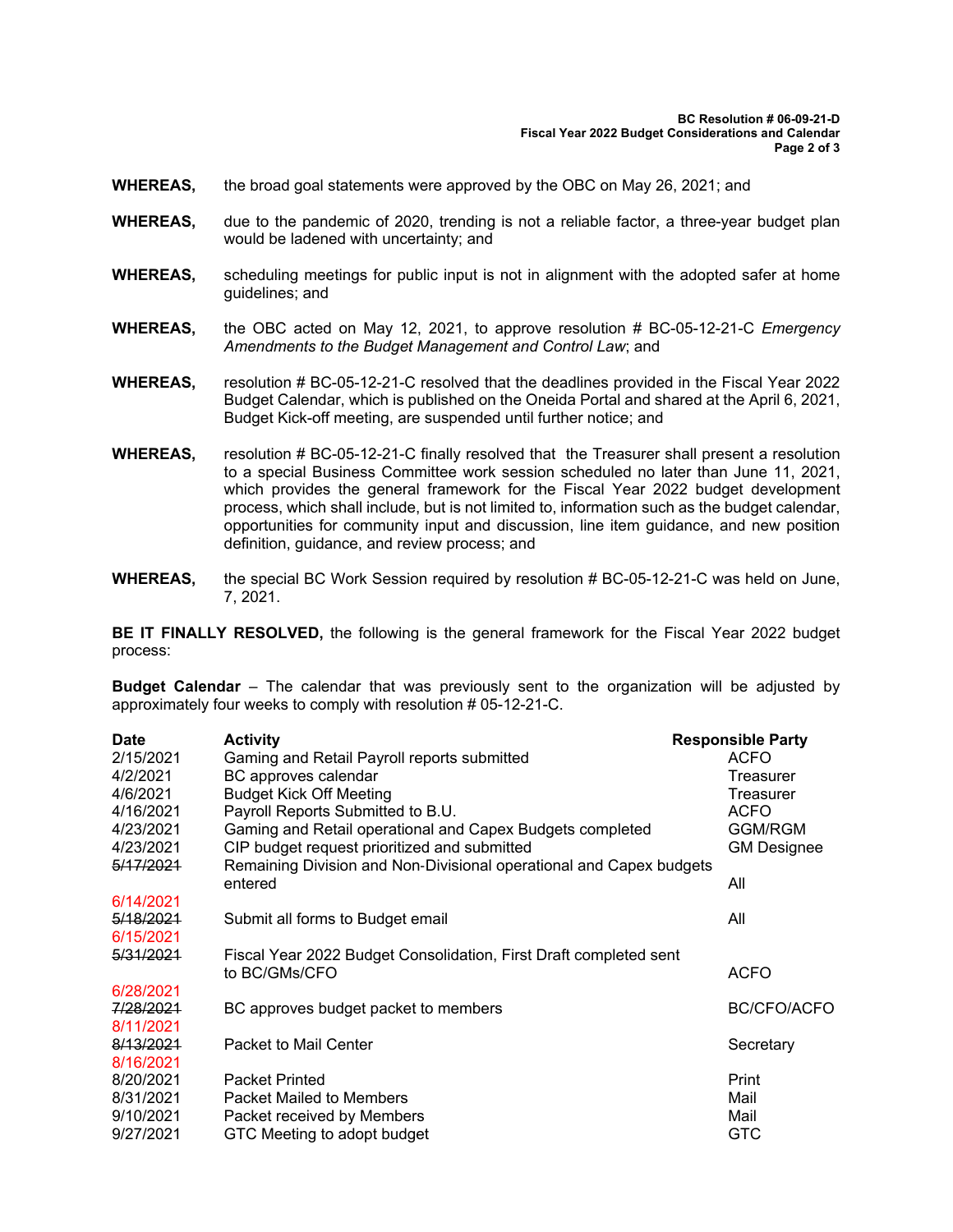**WHEREAS,** the broad goal statements were approved by the OBC on May 26, 2021; and

**WHEREAS,** due to the pandemic of 2020, trending is not a reliable factor, a three-year budget plan would be ladened with uncertainty; and

**WHEREAS,** scheduling meetings for public input is not in alignment with the adopted safer at home guidelines; and

**WHEREAS,** the OBC acted on May 12, 2021, to approve resolution # BC-05-12-21-C *Emergency Amendments to the Budget Management and Control Law*; and

**WHEREAS,** resolution # BC-05-12-21-C resolved that the deadlines provided in the Fiscal Year 2022 Budget Calendar, which is published on the Oneida Portal and shared at the April 6, 2021, Budget Kick-off meeting, are suspended until further notice; and

**WHEREAS,** resolution # BC-05-12-21-C finally resolved that the Treasurer shall present a resolution to a special Business Committee work session scheduled no later than June 11, 2021, which provides the general framework for the Fiscal Year 2022 budget development process, which shall include, but is not limited to, information such as the budget calendar, opportunities for community input and discussion, line item guidance, and new position definition, guidance, and review process; and

**WHEREAS,** the special BC Work Session required by resolution # BC-05-12-21-C was held on June, 7, 2021.

**BE IT FINALLY RESOLVED,** the following is the general framework for the Fiscal Year 2022 budget process:

**Budget Calendar** – The calendar that was previously sent to the organization will be adjusted by approximately four weeks to comply with resolution # 05-12-21-C.

| Date | Activity | Responsible Party |
|---|---|---|
| 2/15/2021 | Gaming and Retail Payroll reports submitted | ACFO |
| 4/2/2021 | BC approves calendar | Treasurer |
| 4/6/2021 | Budget Kick Off Meeting | Treasurer |
| 4/16/2021 | Payroll Reports Submitted to B.U. | ACFO |
| 4/23/2021 | Gaming and Retail operational and Capex Budgets completed | GGM/RGM |
| 4/23/2021 | CIP budget request prioritized and submitted | GM Designee |
| ~~5/17/2021~~ 6/14/2021 | Remaining Division and Non-Divisional operational and Capex budgets entered | All |
| ~~5/18/2021~~ 6/15/2021 | Submit all forms to Budget email | All |
| ~~5/31/2021~~ 6/28/2021 | Fiscal Year 2022 Budget Consolidation, First Draft completed sent to BC/GMs/CFO | ACFO |
| ~~7/28/2021~~ 8/11/2021 | BC approves budget packet to members | BC/CFO/ACFO |
| ~~8/13/2021~~ 8/16/2021 | Packet to Mail Center | Secretary |
| 8/20/2021 | Packet Printed | Print |
| 8/31/2021 | Packet Mailed to Members | Mail |
| 9/10/2021 | Packet received by Members | Mail |
| 9/27/2021 | GTC Meeting to adopt budget | GTC |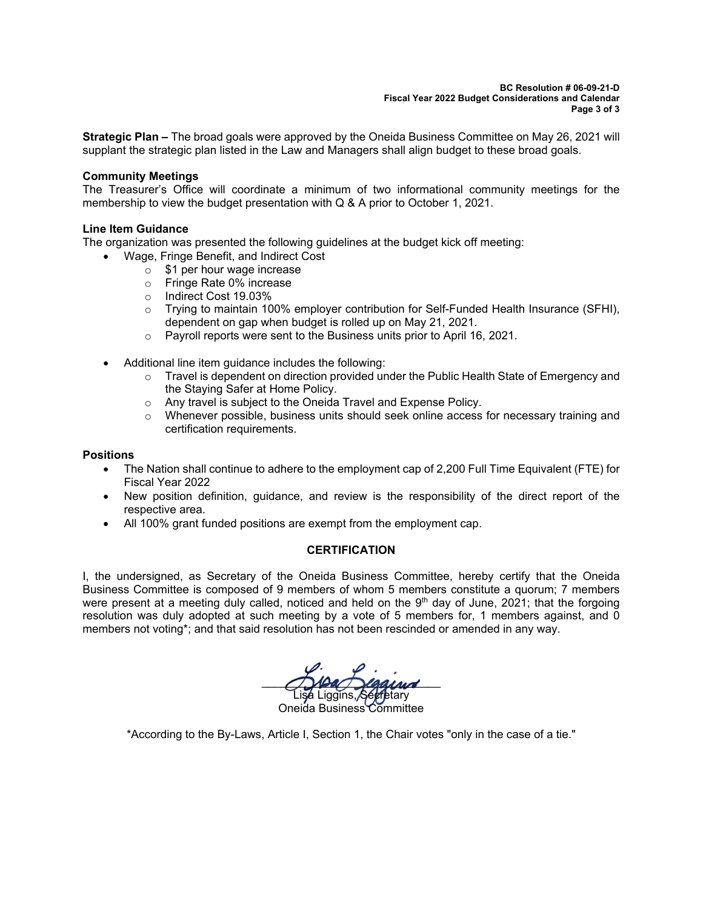**Strategic Plan –** The broad goals were approved by the Oneida Business Committee on May 26, 2021 will supplant the strategic plan listed in the Law and Managers shall align budget to these broad goals.

**Community Meetings**
The Treasurer's Office will coordinate a minimum of two informational community meetings for the membership to view the budget presentation with Q & A prior to October 1, 2021.

**Line Item Guidance**
The organization was presented the following guidelines at the budget kick off meeting:

- Wage, Fringe Benefit, and Indirect Cost
  - $1 per hour wage increase
  - Fringe Rate 0% increase
  - Indirect Cost 19.03%
  - Trying to maintain 100% employer contribution for Self-Funded Health Insurance (SFHI), dependent on gap when budget is rolled up on May 21, 2021.
  - Payroll reports were sent to the Business units prior to April 16, 2021.

- Additional line item guidance includes the following:
  - Travel is dependent on direction provided under the Public Health State of Emergency and the Staying Safer at Home Policy.
  - Any travel is subject to the Oneida Travel and Expense Policy.
  - Whenever possible, business units should seek online access for necessary training and certification requirements.

**Positions**

- The Nation shall continue to adhere to the employment cap of 2,200 Full Time Equivalent (FTE) for Fiscal Year 2022
- New position definition, guidance, and review is the responsibility of the direct report of the respective area.
- All 100% grant funded positions are exempt from the employment cap.

**CERTIFICATION**

I, the undersigned, as Secretary of the Oneida Business Committee, hereby certify that the Oneida Business Committee is composed of 9 members of whom 5 members constitute a quorum; 7 members were present at a meeting duly called, noticed and held on the 9th day of June, 2021; that the forgoing resolution was duly adopted at such meeting by a vote of 5 members for, 1 members against, and 0 members not voting*; and that said resolution has not been rescinded or amended in any way.

Lisa Liggins, Secretary
Oneida Business Committee

*According to the By-Laws, Article I, Section 1, the Chair votes "only in the case of a tie."